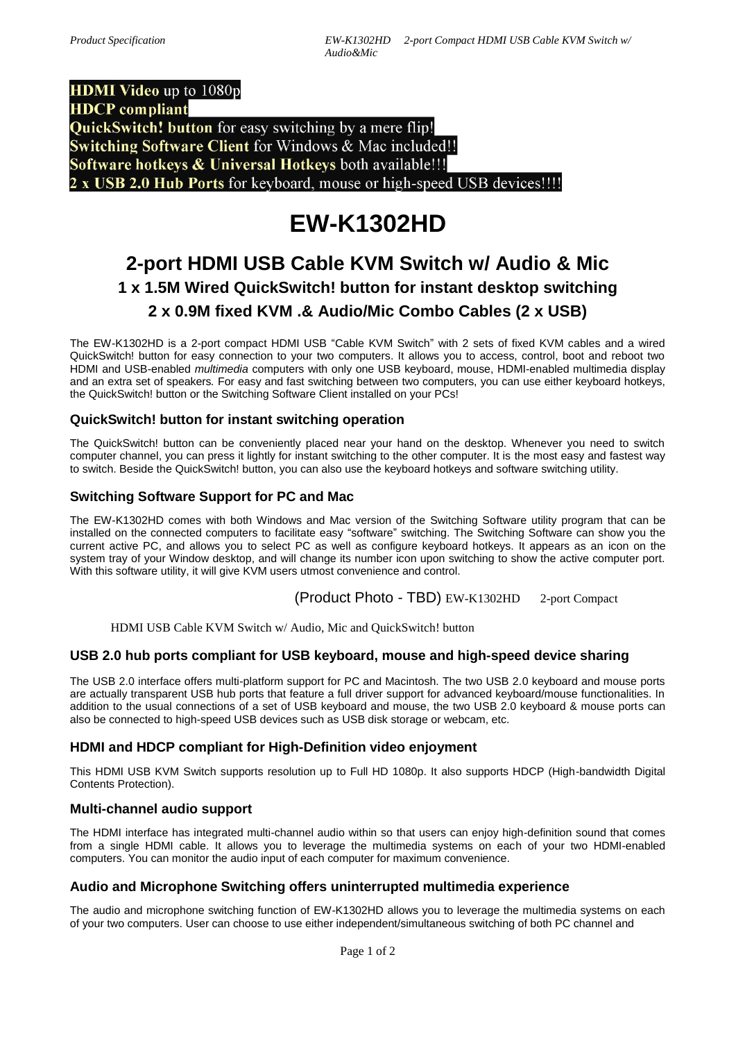**HDMI Video** up to 1080p
**HDCP compliant**
**QuickSwitch! button** for easy switching by a mere flip!
**Switching Software Client** for Windows & Mac included!!
**Software hotkeys & Universal Hotkeys** both available!!!
**2 x USB 2.0 Hub Ports** for keyboard, mouse or high-speed USB devices!!!!

# EW-K1302HD

## 2-port HDMI USB Cable KVM Switch w/ Audio & Mic

### 1 x 1.5M Wired QuickSwitch! button for instant desktop switching

### 2 x 0.9M fixed KVM .& Audio/Mic Combo Cables (2 x USB)

The EW-K1302HD is a 2-port compact HDMI USB "Cable KVM Switch" with 2 sets of fixed KVM cables and a wired QuickSwitch! button for easy connection to your two computers. It allows you to access, control, boot and reboot two HDMI and USB-enabled *multimedia* computers with only one USB keyboard, mouse, HDMI-enabled multimedia display and an extra set of speakers. For easy and fast switching between two computers, you can use either keyboard hotkeys, the QuickSwitch! button or the Switching Software Client installed on your PCs!

### QuickSwitch! button for instant switching operation

The QuickSwitch! button can be conveniently placed near your hand on the desktop. Whenever you need to switch computer channel, you can press it lightly for instant switching to the other computer. It is the most easy and fastest way to switch. Beside the QuickSwitch! button, you can also use the keyboard hotkeys and software switching utility.

### Switching Software Support for PC and Mac

The EW-K1302HD comes with both Windows and Mac version of the Switching Software utility program that can be installed on the connected computers to facilitate easy "software" switching. The Switching Software can show you the current active PC, and allows you to select PC as well as configure keyboard hotkeys. It appears as an icon on the system tray of your Window desktop, and will change its number icon upon switching to show the active computer port. With this software utility, it will give KVM users utmost convenience and control.

(Product Photo - TBD) EW-K1302HD 2-port Compact HDMI USB Cable KVM Switch w/ Audio, Mic and QuickSwitch! button

### USB 2.0 hub ports compliant for USB keyboard, mouse and high-speed device sharing

The USB 2.0 interface offers multi-platform support for PC and Macintosh. The two USB 2.0 keyboard and mouse ports are actually transparent USB hub ports that feature a full driver support for advanced keyboard/mouse functionalities. In addition to the usual connections of a set of USB keyboard and mouse, the two USB 2.0 keyboard & mouse ports can also be connected to high-speed USB devices such as USB disk storage or webcam, etc.

### HDMI and HDCP compliant for High-Definition video enjoyment

This HDMI USB KVM Switch supports resolution up to Full HD 1080p. It also supports HDCP (High-bandwidth Digital Contents Protection).

### Multi-channel audio support

The HDMI interface has integrated multi-channel audio within so that users can enjoy high-definition sound that comes from a single HDMI cable. It allows you to leverage the multimedia systems on each of your two HDMI-enabled computers. You can monitor the audio input of each computer for maximum convenience.

### Audio and Microphone Switching offers uninterrupted multimedia experience

The audio and microphone switching function of EW-K1302HD allows you to leverage the multimedia systems on each of your two computers. User can choose to use either independent/simultaneous switching of both PC channel and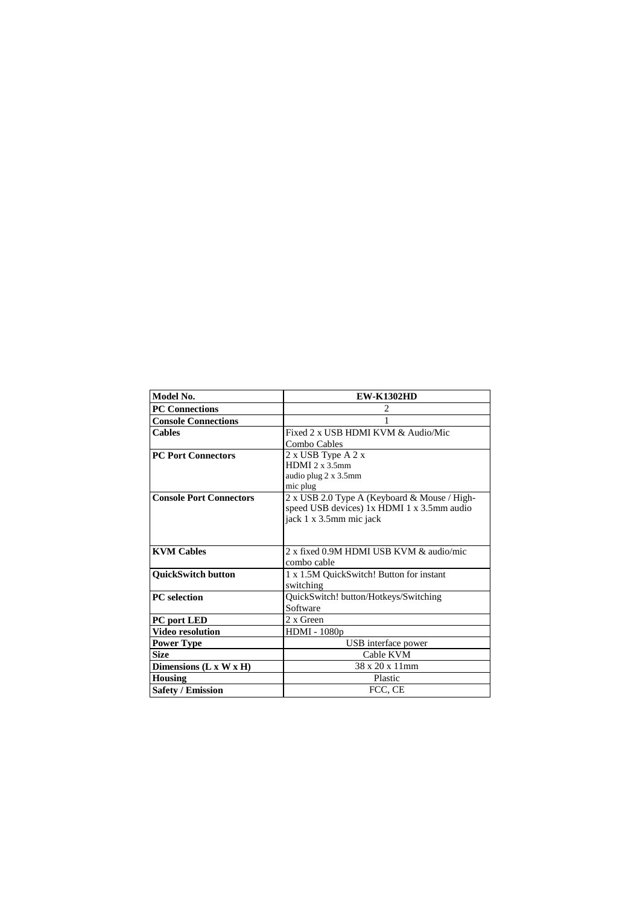| Model No. | EW-K1302HD |
|---|---|
| **PC Connections** | 2 |
| **Console Connections** | 1 |
| **Cables** | Fixed 2 x USB HDMI KVM & Audio/Mic Combo Cables |
| **PC Port Connectors** | 2 x USB Type A 2 x HDMI 2 x 3.5mm audio plug 2 x 3.5mm mic plug |
| **Console Port Connectors** | 2 x USB 2.0 Type A (Keyboard & Mouse / High-speed USB devices) 1x HDMI 1 x 3.5mm audio jack 1 x 3.5mm mic jack |
| **KVM Cables** | 2 x fixed 0.9M HDMI USB KVM & audio/mic combo cable |
| **QuickSwitch button** | 1 x 1.5M QuickSwitch! Button for instant switching |
| **PC selection** | QuickSwitch! button/Hotkeys/Switching Software |
| **PC port LED** | 2 x Green |
| **Video resolution** | HDMI - 1080p |
| **Power Type** | USB interface power |
| **Size** | Cable KVM |
| **Dimensions (L x W x H)** | 38 x 20 x 11mm |
| **Housing** | Plastic |
| **Safety / Emission** | FCC, CE |